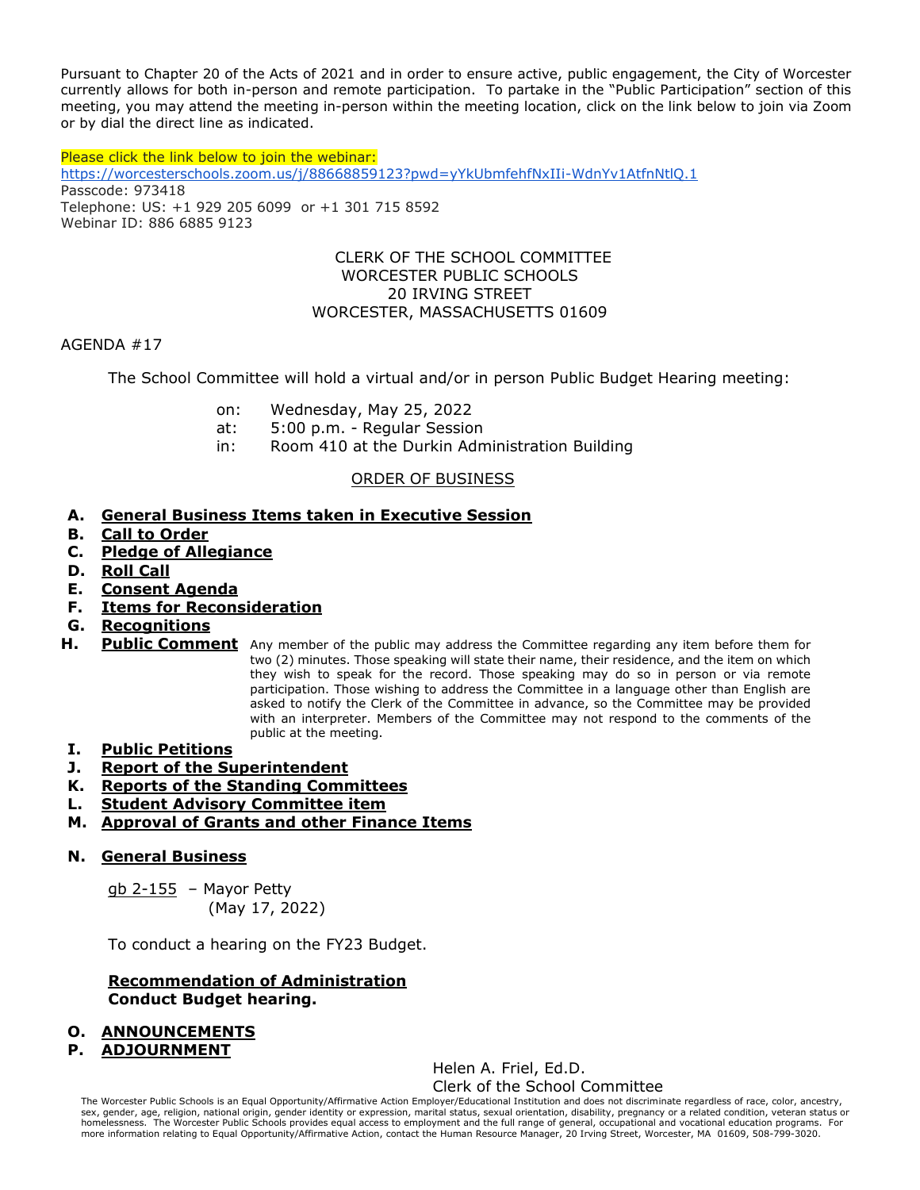Pursuant to Chapter 20 of the Acts of 2021 and in order to ensure active, public engagement, the City of Worcester currently allows for both in-person and remote participation. To partake in the "Public Participation" section of this meeting, you may attend the meeting in-person within the meeting location, click on the link below to join via Zoom or by dial the direct line as indicated.

Please click the link below to join the webinar:
https://worcesterschools.zoom.us/j/88668859123?pwd=yYkUbmfehfNxIIi-WdnYv1AtfnNtlQ.1
Passcode: 973418
Telephone: US: +1 929 205 6099 or +1 301 715 8592
Webinar ID: 886 6885 9123

CLERK OF THE SCHOOL COMMITTEE
WORCESTER PUBLIC SCHOOLS
20 IRVING STREET
WORCESTER, MASSACHUSETTS 01609

AGENDA #17

The School Committee will hold a virtual and/or in person Public Budget Hearing meeting:

on: Wednesday, May 25, 2022
at: 5:00 p.m. - Regular Session
in: Room 410 at the Durkin Administration Building

ORDER OF BUSINESS

**A. General Business Items taken in Executive Session**
**B. Call to Order**
**C. Pledge of Allegiance**
**D. Roll Call**
**E. Consent Agenda**
**F. Items for Reconsideration**
**G. Recognitions**
**H. Public Comment** Any member of the public may address the Committee regarding any item before them for two (2) minutes. Those speaking will state their name, their residence, and the item on which they wish to speak for the record. Those speaking may do so in person or via remote participation. Those wishing to address the Committee in a language other than English are asked to notify the Clerk of the Committee in advance, so the Committee may be provided with an interpreter. Members of the Committee may not respond to the comments of the public at the meeting.
**I. Public Petitions**
**J. Report of the Superintendent**
**K. Reports of the Standing Committees**
**L. Student Advisory Committee item**
**M. Approval of Grants and other Finance Items**

**N. General Business**

gb 2-155 – Mayor Petty
(May 17, 2022)

To conduct a hearing on the FY23 Budget.

**Recommendation of Administration**
**Conduct Budget hearing.**

**O. ANNOUNCEMENTS**
**P. ADJOURNMENT**

Helen A. Friel, Ed.D.
Clerk of the School Committee

The Worcester Public Schools is an Equal Opportunity/Affirmative Action Employer/Educational Institution and does not discriminate regardless of race, color, ancestry, sex, gender, age, religion, national origin, gender identity or expression, marital status, sexual orientation, disability, pregnancy or a related condition, veteran status or homelessness. The Worcester Public Schools provides equal access to employment and the full range of general, occupational and vocational education programs. For more information relating to Equal Opportunity/Affirmative Action, contact the Human Resource Manager, 20 Irving Street, Worcester, MA 01609, 508-799-3020.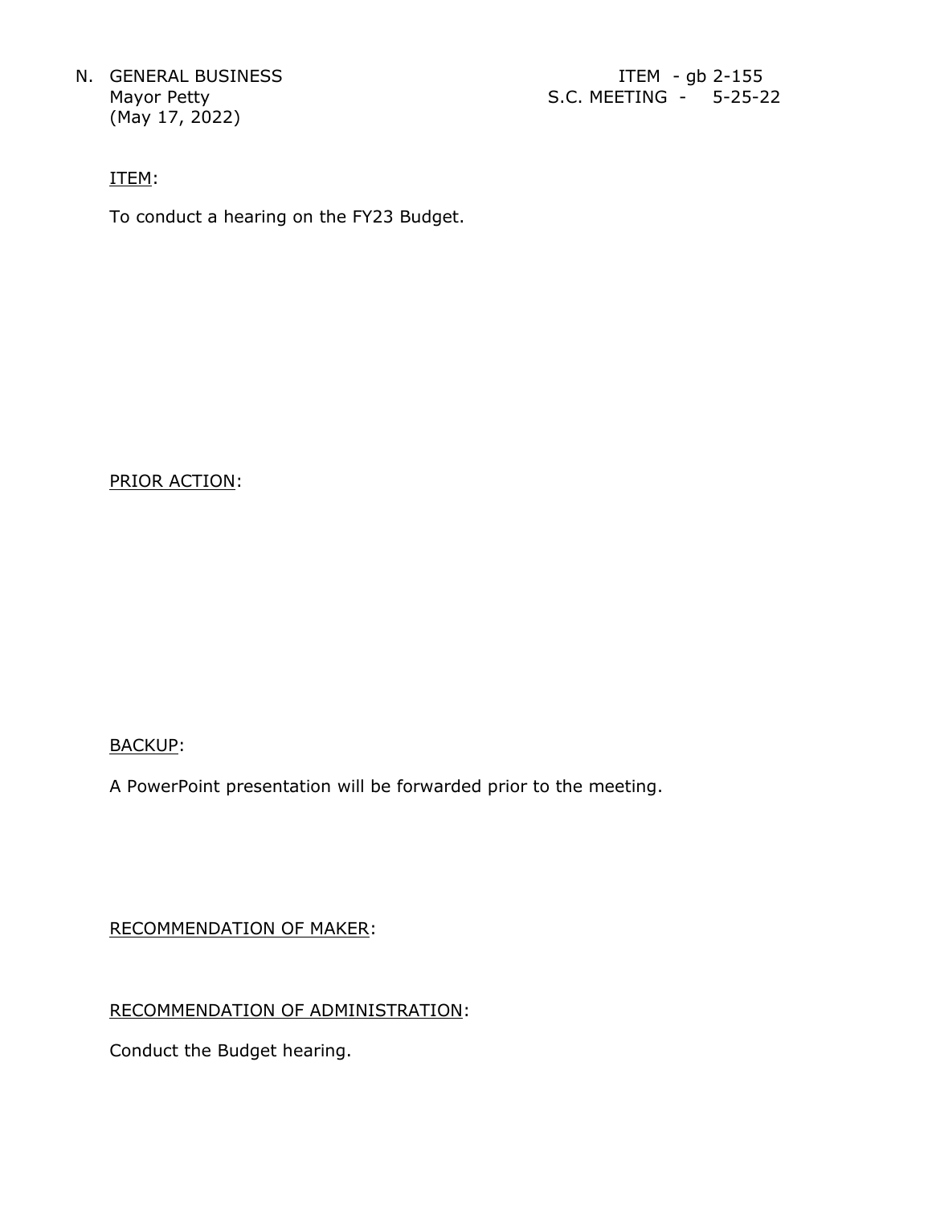N. GENERAL BUSINESS
Mayor Petty
(May 17, 2022)

ITEM - gb 2-155
S.C. MEETING - 5-25-22

ITEM:

To conduct a hearing on the FY23 Budget.

PRIOR ACTION:

BACKUP:

A PowerPoint presentation will be forwarded prior to the meeting.

RECOMMENDATION OF MAKER:

RECOMMENDATION OF ADMINISTRATION:

Conduct the Budget hearing.